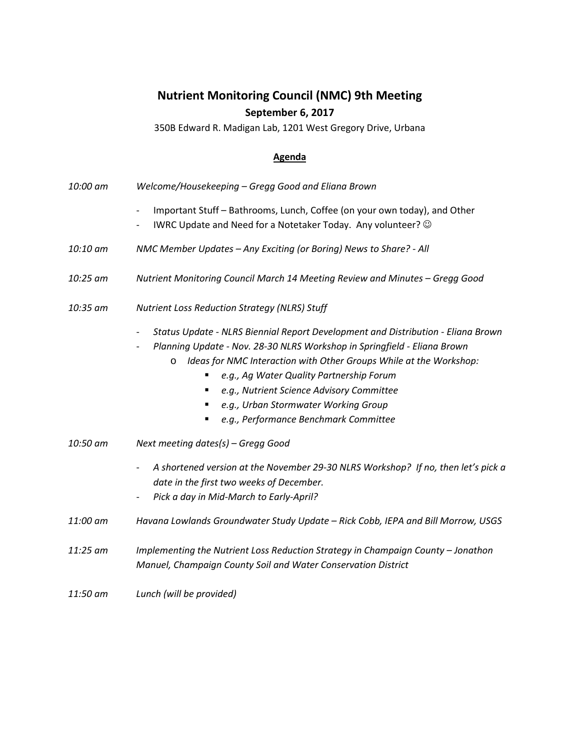# Nutrient Monitoring Council (NMC) 9th Meeting

**September 6, 2017**

350B Edward R. Madigan Lab, 1201 West Gregory Drive, Urbana

## Agenda

*10:00 am* *Welcome/Housekeeping – Gregg Good and Eliana Brown*

- Important Stuff – Bathrooms, Lunch, Coffee (on your own today), and Other
- IWRC Update and Need for a Notetaker Today. Any volunteer? ☺

*10:10 am* *NMC Member Updates – Any Exciting (or Boring) News to Share? - All*

*10:25 am* *Nutrient Monitoring Council March 14 Meeting Review and Minutes – Gregg Good*

*10:35 am* *Nutrient Loss Reduction Strategy (NLRS) Stuff*

- *Status Update - NLRS Biennial Report Development and Distribution - Eliana Brown*
- *Planning Update - Nov. 28-30 NLRS Workshop in Springfield - Eliana Brown*
  - *Ideas for NMC Interaction with Other Groups While at the Workshop:*
    - *e.g., Ag Water Quality Partnership Forum*
    - *e.g., Nutrient Science Advisory Committee*
    - *e.g., Urban Stormwater Working Group*
    - *e.g., Performance Benchmark Committee*

*10:50 am* *Next meeting dates(s) – Gregg Good*

- *A shortened version at the November 29-30 NLRS Workshop? If no, then let's pick a date in the first two weeks of December.*
- *Pick a day in Mid-March to Early-April?*

*11:00 am* *Havana Lowlands Groundwater Study Update – Rick Cobb, IEPA and Bill Morrow, USGS*

*11:25 am* *Implementing the Nutrient Loss Reduction Strategy in Champaign County – Jonathon Manuel, Champaign County Soil and Water Conservation District*

*11:50 am* *Lunch (will be provided)*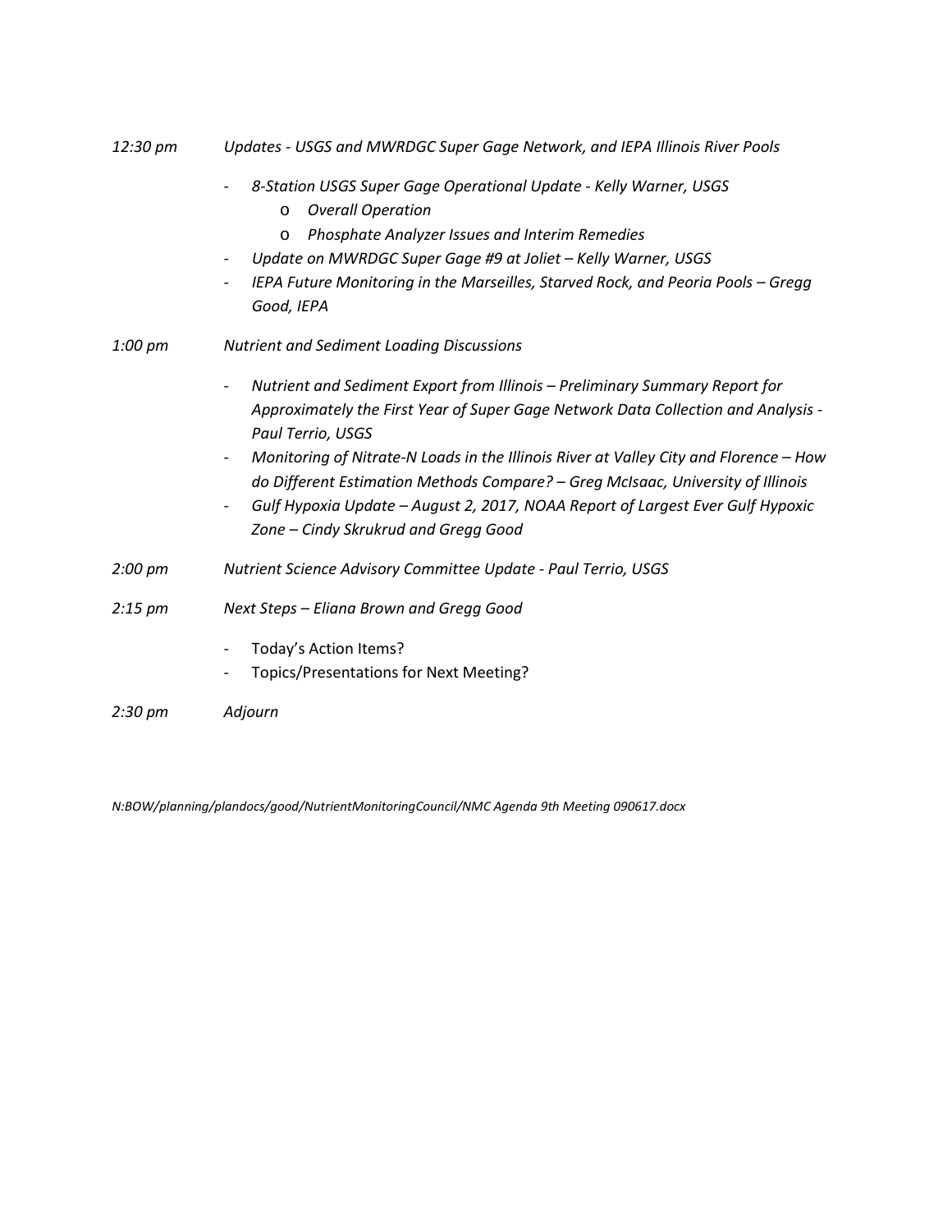*12:30 pm* *Updates - USGS and MWRDGC Super Gage Network, and IEPA Illinois River Pools*

- *8-Station USGS Super Gage Operational Update - Kelly Warner, USGS*
  - *Overall Operation*
  - *Phosphate Analyzer Issues and Interim Remedies*
- *Update on MWRDGC Super Gage #9 at Joliet – Kelly Warner, USGS*
- *IEPA Future Monitoring in the Marseilles, Starved Rock, and Peoria Pools – Gregg Good, IEPA*

*1:00 pm* *Nutrient and Sediment Loading Discussions*

- *Nutrient and Sediment Export from Illinois – Preliminary Summary Report for Approximately the First Year of Super Gage Network Data Collection and Analysis - Paul Terrio, USGS*
- *Monitoring of Nitrate-N Loads in the Illinois River at Valley City and Florence – How do Different Estimation Methods Compare? – Greg McIsaac, University of Illinois*
- *Gulf Hypoxia Update – August 2, 2017, NOAA Report of Largest Ever Gulf Hypoxic Zone – Cindy Skrukrud and Gregg Good*

*2:00 pm* *Nutrient Science Advisory Committee Update - Paul Terrio, USGS*

*2:15 pm* *Next Steps – Eliana Brown and Gregg Good*

- Today's Action Items?
- Topics/Presentations for Next Meeting?

*2:30 pm* *Adjourn*

*N:BOW/planning/plandocs/good/NutrientMonitoringCouncil/NMC Agenda 9th Meeting 090617.docx*